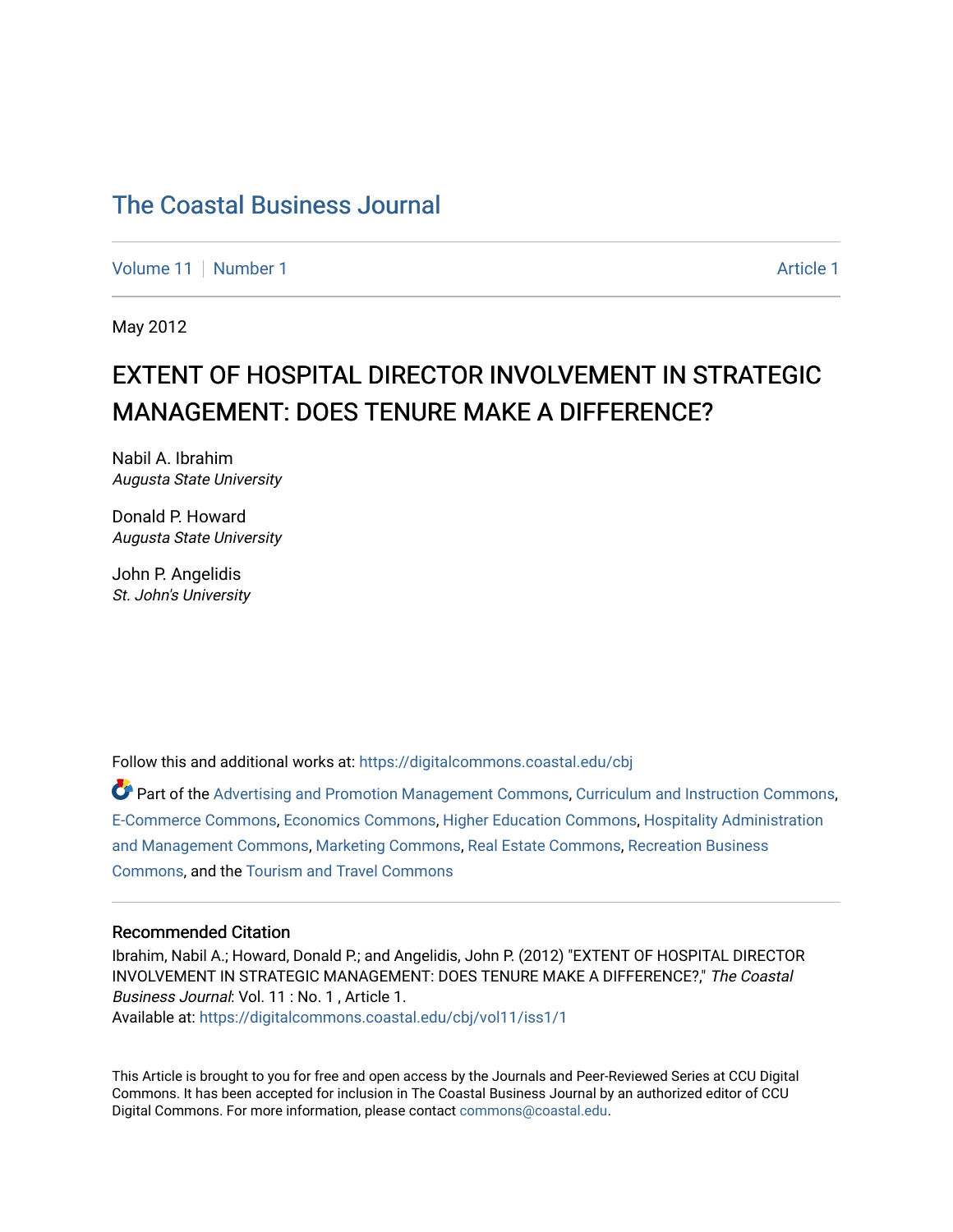# The Coastal Business Journal

Volume 11 | Number 1 Article 1

May 2012

## EXTENT OF HOSPITAL DIRECTOR INVOLVEMENT IN STRATEGIC MANAGEMENT: DOES TENURE MAKE A DIFFERENCE?

Nabil A. Ibrahim
*Augusta State University*

Donald P. Howard
*Augusta State University*

John P. Angelidis
*St. John's University*

Follow this and additional works at: https://digitalcommons.coastal.edu/cbj

Part of the Advertising and Promotion Management Commons, Curriculum and Instruction Commons, E-Commerce Commons, Economics Commons, Higher Education Commons, Hospitality Administration and Management Commons, Marketing Commons, Real Estate Commons, Recreation Business Commons, and the Tourism and Travel Commons

### Recommended Citation

Ibrahim, Nabil A.; Howard, Donald P.; and Angelidis, John P. (2012) "EXTENT OF HOSPITAL DIRECTOR INVOLVEMENT IN STRATEGIC MANAGEMENT: DOES TENURE MAKE A DIFFERENCE?," *The Coastal Business Journal*: Vol. 11 : No. 1 , Article 1.
Available at: https://digitalcommons.coastal.edu/cbj/vol11/iss1/1

This Article is brought to you for free and open access by the Journals and Peer-Reviewed Series at CCU Digital Commons. It has been accepted for inclusion in The Coastal Business Journal by an authorized editor of CCU Digital Commons. For more information, please contact commons@coastal.edu.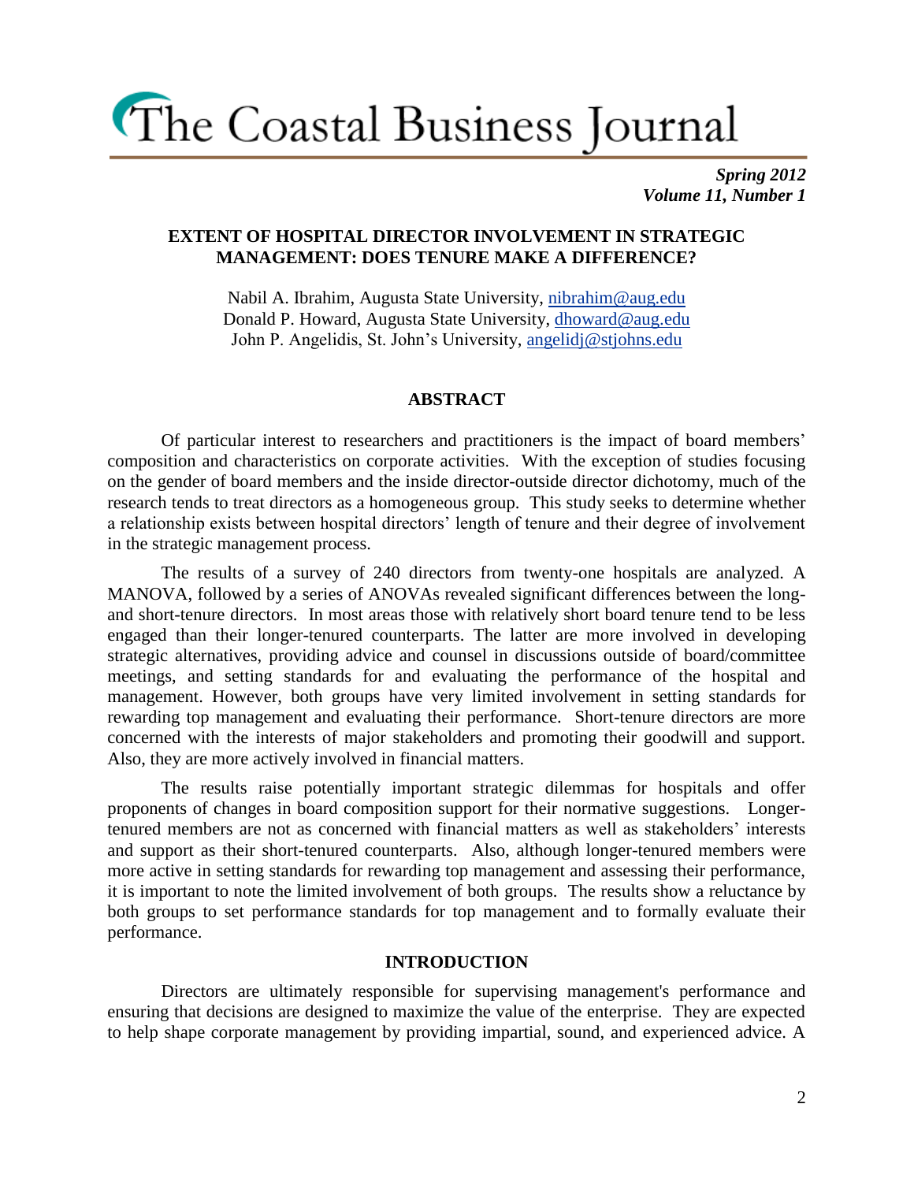# The Coastal Business Journal

***Spring 2012***
***Volume 11, Number 1***

## EXTENT OF HOSPITAL DIRECTOR INVOLVEMENT IN STRATEGIC MANAGEMENT: DOES TENURE MAKE A DIFFERENCE?

Nabil A. Ibrahim, Augusta State University, nibrahim@aug.edu
Donald P. Howard, Augusta State University, dhoward@aug.edu
John P. Angelidis, St. John's University, angelidj@stjohns.edu

### ABSTRACT

Of particular interest to researchers and practitioners is the impact of board members' composition and characteristics on corporate activities. With the exception of studies focusing on the gender of board members and the inside director-outside director dichotomy, much of the research tends to treat directors as a homogeneous group. This study seeks to determine whether a relationship exists between hospital directors' length of tenure and their degree of involvement in the strategic management process.

The results of a survey of 240 directors from twenty-one hospitals are analyzed. A MANOVA, followed by a series of ANOVAs revealed significant differences between the long- and short-tenure directors. In most areas those with relatively short board tenure tend to be less engaged than their longer-tenured counterparts. The latter are more involved in developing strategic alternatives, providing advice and counsel in discussions outside of board/committee meetings, and setting standards for and evaluating the performance of the hospital and management. However, both groups have very limited involvement in setting standards for rewarding top management and evaluating their performance. Short-tenure directors are more concerned with the interests of major stakeholders and promoting their goodwill and support. Also, they are more actively involved in financial matters.

The results raise potentially important strategic dilemmas for hospitals and offer proponents of changes in board composition support for their normative suggestions. Longer-tenured members are not as concerned with financial matters as well as stakeholders' interests and support as their short-tenured counterparts. Also, although longer-tenured members were more active in setting standards for rewarding top management and assessing their performance, it is important to note the limited involvement of both groups. The results show a reluctance by both groups to set performance standards for top management and to formally evaluate their performance.

### INTRODUCTION

Directors are ultimately responsible for supervising management's performance and ensuring that decisions are designed to maximize the value of the enterprise. They are expected to help shape corporate management by providing impartial, sound, and experienced advice. A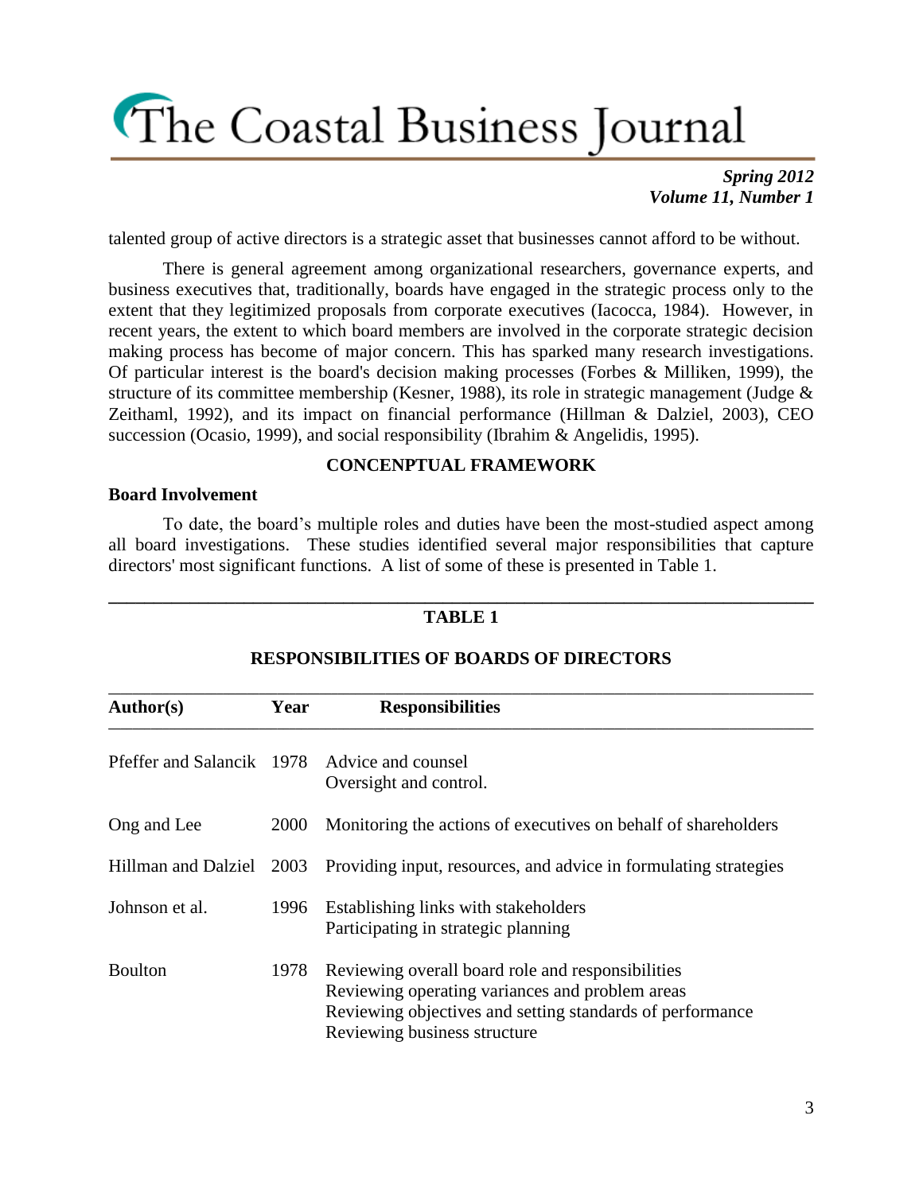talented group of active directors is a strategic asset that businesses cannot afford to be without.

There is general agreement among organizational researchers, governance experts, and business executives that, traditionally, boards have engaged in the strategic process only to the extent that they legitimized proposals from corporate executives (Iacocca, 1984). However, in recent years, the extent to which board members are involved in the corporate strategic decision making process has become of major concern. This has sparked many research investigations. Of particular interest is the board's decision making processes (Forbes & Milliken, 1999), the structure of its committee membership (Kesner, 1988), its role in strategic management (Judge & Zeithaml, 1992), and its impact on financial performance (Hillman & Dalziel, 2003), CEO succession (Ocasio, 1999), and social responsibility (Ibrahim & Angelidis, 1995).

## CONCENPTUAL FRAMEWORK

### Board Involvement

To date, the board's multiple roles and duties have been the most-studied aspect among all board investigations. These studies identified several major responsibilities that capture directors' most significant functions. A list of some of these is presented in Table 1.

**TABLE 1**

**RESPONSIBILITIES OF BOARDS OF DIRECTORS**

| Author(s) | Year | Responsibilities |
|---|---|---|
| Pfeffer and Salancik | 1978 | Advice and counsel<br>Oversight and control. |
| Ong and Lee | 2000 | Monitoring the actions of executives on behalf of shareholders |
| Hillman and Dalziel | 2003 | Providing input, resources, and advice in formulating strategies |
| Johnson et al. | 1996 | Establishing links with stakeholders<br>Participating in strategic planning |
| Boulton | 1978 | Reviewing overall board role and responsibilities<br>Reviewing operating variances and problem areas<br>Reviewing objectives and setting standards of performance<br>Reviewing business structure |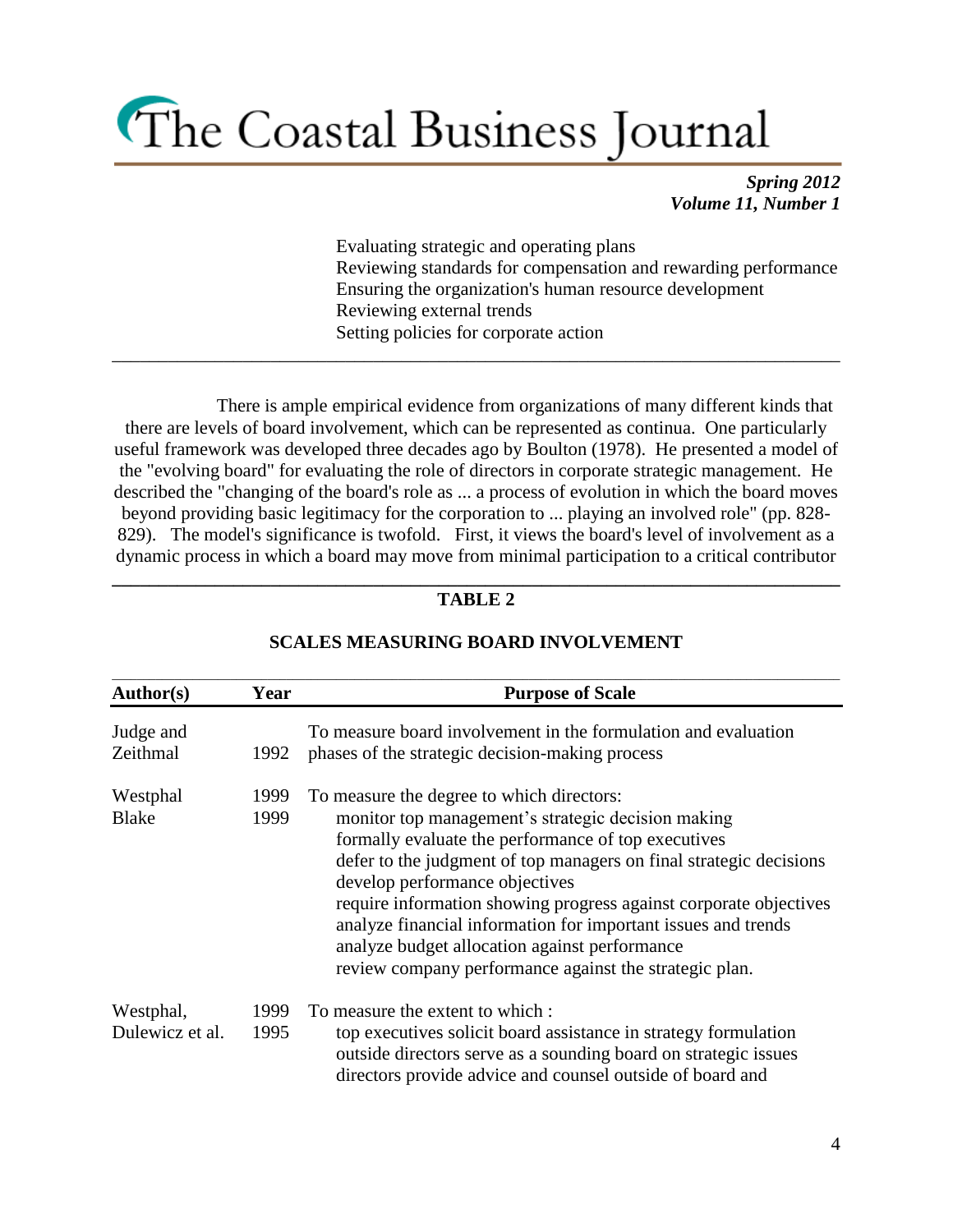Evaluating strategic and operating plans
Reviewing standards for compensation and rewarding performance
Ensuring the organization's human resource development
Reviewing external trends
Setting policies for corporate action

---

There is ample empirical evidence from organizations of many different kinds that there are levels of board involvement, which can be represented as continua. One particularly useful framework was developed three decades ago by Boulton (1978). He presented a model of the "evolving board" for evaluating the role of directors in corporate strategic management. He described the "changing of the board's role as ... a process of evolution in which the board moves beyond providing basic legitimacy for the corporation to ... playing an involved role" (pp. 828-829). The model's significance is twofold. First, it views the board's level of involvement as a dynamic process in which a board may move from minimal participation to a critical contributor

**TABLE 2**

**SCALES MEASURING BOARD INVOLVEMENT**

| **Author(s)** | **Year** | **Purpose of Scale** |
|---|---|---|
| Judge and Zeithmal | 1992 | To measure board involvement in the formulation and evaluation phases of the strategic decision-making process |
| Westphal<br>Blake | 1999<br>1999 | To measure the degree to which directors:<br>monitor top management's strategic decision making<br>formally evaluate the performance of top executives<br>defer to the judgment of top managers on final strategic decisions<br>develop performance objectives<br>require information showing progress against corporate objectives<br>analyze financial information for important issues and trends<br>analyze budget allocation against performance<br>review company performance against the strategic plan. |
| Westphal,<br>Dulewicz et al. | 1999<br>1995 | To measure the extent to which :<br>top executives solicit board assistance in strategy formulation<br>outside directors serve as a sounding board on strategic issues<br>directors provide advice and counsel outside of board and |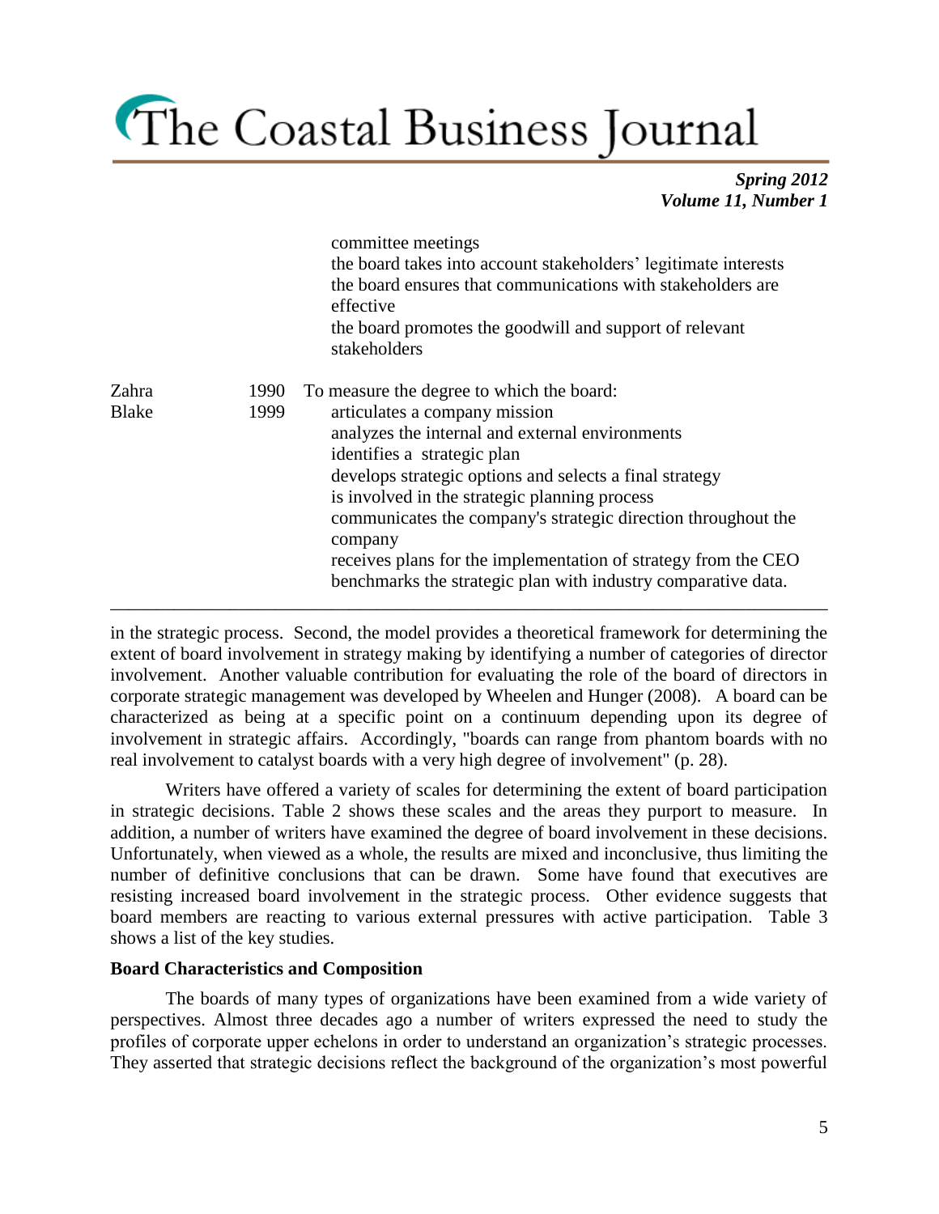| | | |
|---|---|---|
| | | committee meetings<br>the board takes into account stakeholders' legitimate interests<br>the board ensures that communications with stakeholders are effective<br>the board promotes the goodwill and support of relevant stakeholders |
| Zahra<br>Blake | 1990<br>1999 | To measure the degree to which the board:<br>articulates a company mission<br>analyzes the internal and external environments<br>identifies a strategic plan<br>develops strategic options and selects a final strategy<br>is involved in the strategic planning process<br>communicates the company's strategic direction throughout the company<br>receives plans for the implementation of strategy from the CEO<br>benchmarks the strategic plan with industry comparative data. |

in the strategic process. Second, the model provides a theoretical framework for determining the extent of board involvement in strategy making by identifying a number of categories of director involvement. Another valuable contribution for evaluating the role of the board of directors in corporate strategic management was developed by Wheelen and Hunger (2008). A board can be characterized as being at a specific point on a continuum depending upon its degree of involvement in strategic affairs. Accordingly, "boards can range from phantom boards with no real involvement to catalyst boards with a very high degree of involvement" (p. 28).

Writers have offered a variety of scales for determining the extent of board participation in strategic decisions. Table 2 shows these scales and the areas they purport to measure. In addition, a number of writers have examined the degree of board involvement in these decisions. Unfortunately, when viewed as a whole, the results are mixed and inconclusive, thus limiting the number of definitive conclusions that can be drawn. Some have found that executives are resisting increased board involvement in the strategic process. Other evidence suggests that board members are reacting to various external pressures with active participation. Table 3 shows a list of the key studies.

**Board Characteristics and Composition**

The boards of many types of organizations have been examined from a wide variety of perspectives. Almost three decades ago a number of writers expressed the need to study the profiles of corporate upper echelons in order to understand an organization's strategic processes. They asserted that strategic decisions reflect the background of the organization's most powerful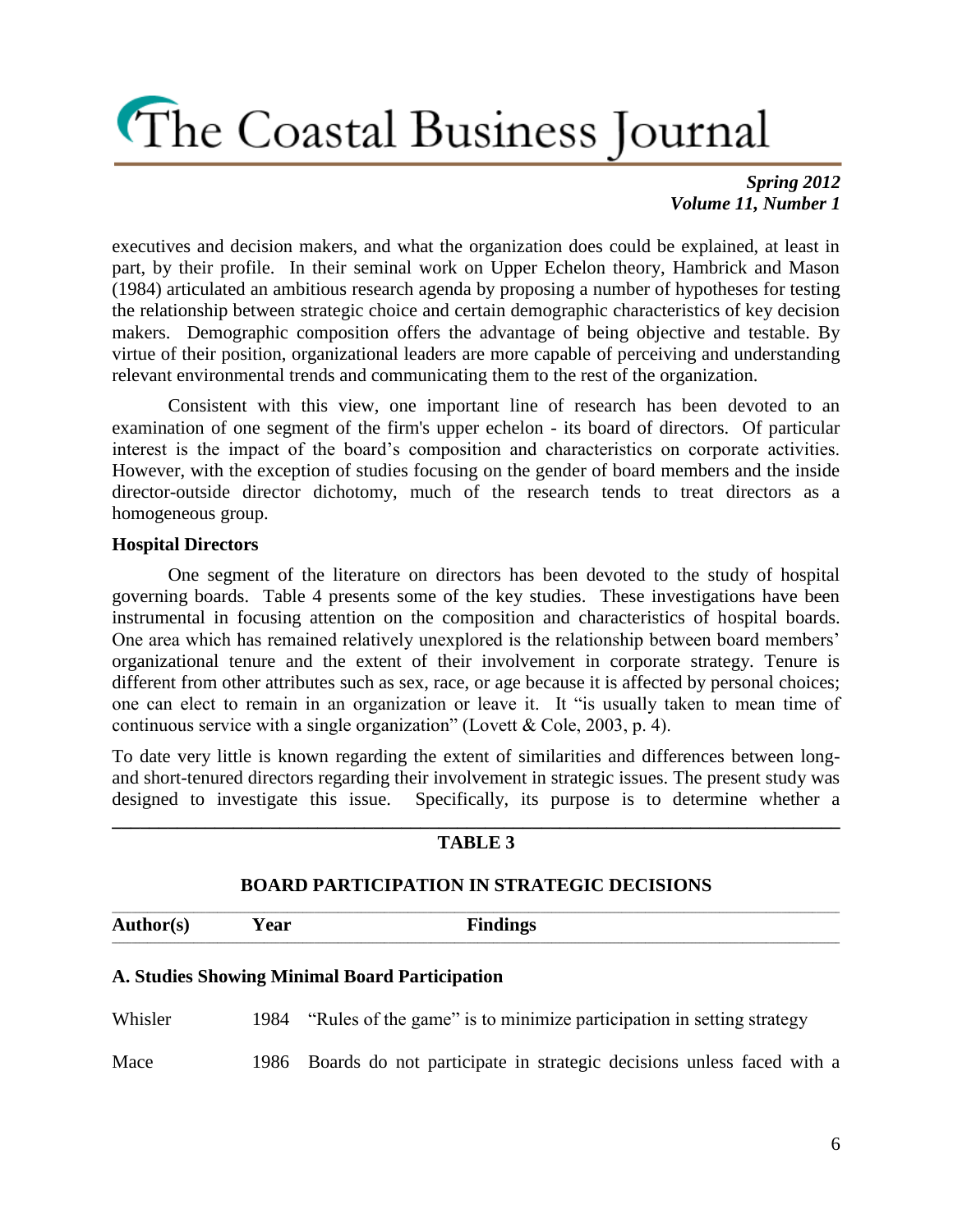executives and decision makers, and what the organization does could be explained, at least in part, by their profile. In their seminal work on Upper Echelon theory, Hambrick and Mason (1984) articulated an ambitious research agenda by proposing a number of hypotheses for testing the relationship between strategic choice and certain demographic characteristics of key decision makers. Demographic composition offers the advantage of being objective and testable. By virtue of their position, organizational leaders are more capable of perceiving and understanding relevant environmental trends and communicating them to the rest of the organization.

Consistent with this view, one important line of research has been devoted to an examination of one segment of the firm's upper echelon - its board of directors. Of particular interest is the impact of the board's composition and characteristics on corporate activities. However, with the exception of studies focusing on the gender of board members and the inside director-outside director dichotomy, much of the research tends to treat directors as a homogeneous group.

**Hospital Directors**

One segment of the literature on directors has been devoted to the study of hospital governing boards. Table 4 presents some of the key studies. These investigations have been instrumental in focusing attention on the composition and characteristics of hospital boards. One area which has remained relatively unexplored is the relationship between board members' organizational tenure and the extent of their involvement in corporate strategy. Tenure is different from other attributes such as sex, race, or age because it is affected by personal choices; one can elect to remain in an organization or leave it. It "is usually taken to mean time of continuous service with a single organization" (Lovett & Cole, 2003, p. 4).

To date very little is known regarding the extent of similarities and differences between long- and short-tenured directors regarding their involvement in strategic issues. The present study was designed to investigate this issue. Specifically, its purpose is to determine whether a

**TABLE 3**

**BOARD PARTICIPATION IN STRATEGIC DECISIONS**

| Author(s) | Year | Findings |
|---|---|---|
| **A. Studies Showing Minimal Board Participation** | | |
| Whisler | 1984 | "Rules of the game" is to minimize participation in setting strategy |
| Mace | 1986 | Boards do not participate in strategic decisions unless faced with a |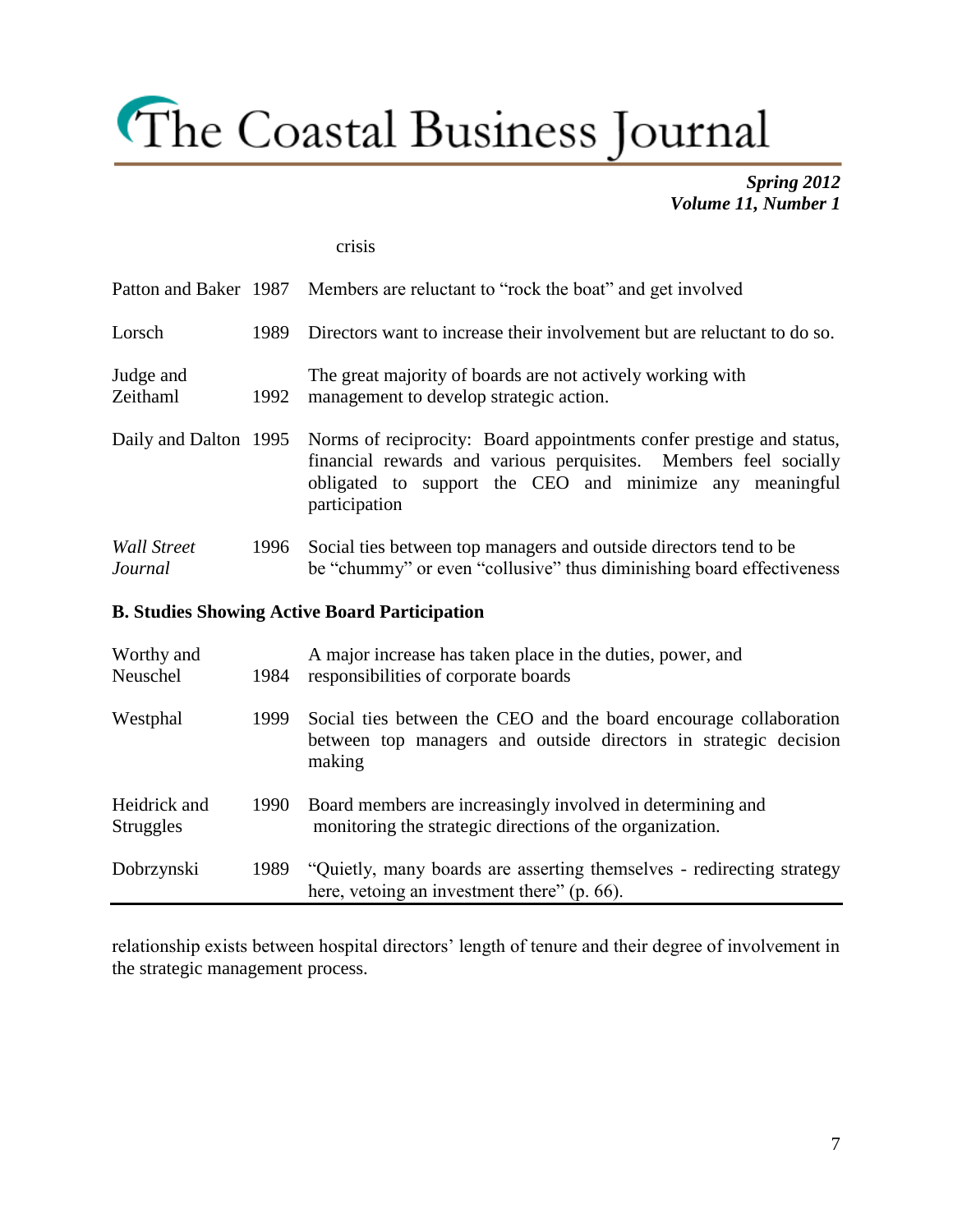| | | |
|---|---|---|
| | | crisis |
| Patton and Baker | 1987 | Members are reluctant to "rock the boat" and get involved |
| Lorsch | 1989 | Directors want to increase their involvement but are reluctant to do so. |
| Judge and Zeithaml | 1992 | The great majority of boards are not actively working with management to develop strategic action. |
| Daily and Dalton | 1995 | Norms of reciprocity: Board appointments confer prestige and status, financial rewards and various perquisites. Members feel socially obligated to support the CEO and minimize any meaningful participation |
| *Wall Street Journal* | 1996 | Social ties between top managers and outside directors tend to be be "chummy" or even "collusive" thus diminishing board effectiveness |
| **B. Studies Showing Active Board Participation** | | |
| Worthy and Neuschel | 1984 | A major increase has taken place in the duties, power, and responsibilities of corporate boards |
| Westphal | 1999 | Social ties between the CEO and the board encourage collaboration between top managers and outside directors in strategic decision making |
| Heidrick and Struggles | 1990 | Board members are increasingly involved in determining and monitoring the strategic directions of the organization. |
| Dobrzynski | 1989 | "Quietly, many boards are asserting themselves - redirecting strategy here, vetoing an investment there" (p. 66). |

relationship exists between hospital directors' length of tenure and their degree of involvement in the strategic management process.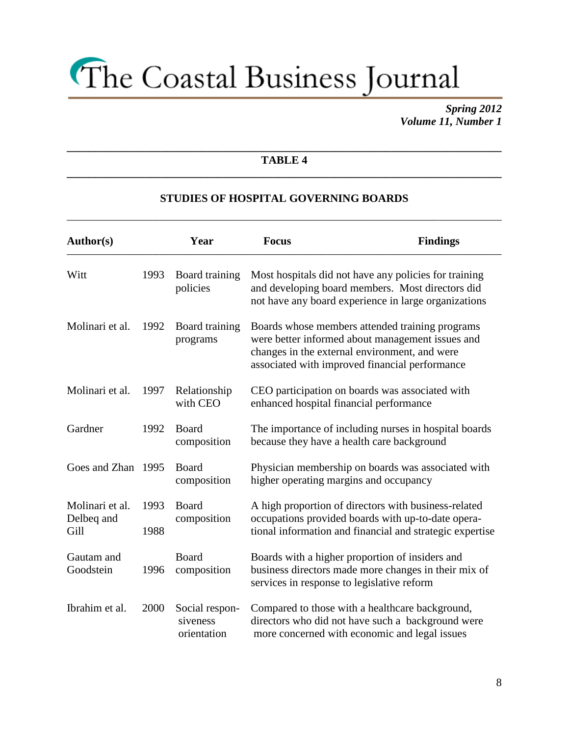## TABLE 4

### STUDIES OF HOSPITAL GOVERNING BOARDS

| Author(s) | Year | Focus | Findings |
|---|---|---|---|
| Witt | 1993 | Board training policies | Most hospitals did not have any policies for training and developing board members. Most directors did not have any board experience in large organizations |
| Molinari et al. | 1992 | Board training programs | Boards whose members attended training programs were better informed about management issues and changes in the external environment, and were associated with improved financial performance |
| Molinari et al. | 1997 | Relationship with CEO | CEO participation on boards was associated with enhanced hospital financial performance |
| Gardner | 1992 | Board composition | The importance of including nurses in hospital boards because they have a health care background |
| Goes and Zhan | 1995 | Board composition | Physician membership on boards was associated with higher operating margins and occupancy |
| Molinari et al. Delbeq and Gill | 1993 1988 | Board composition | A high proportion of directors with business-related occupations provided boards with up-to-date operational information and financial and strategic expertise |
| Gautam and Goodstein | 1996 | Board composition | Boards with a higher proportion of insiders and business directors made more changes in their mix of services in response to legislative reform |
| Ibrahim et al. | 2000 | Social responsiveness orientation | Compared to those with a healthcare background, directors who did not have such a background were more concerned with economic and legal issues |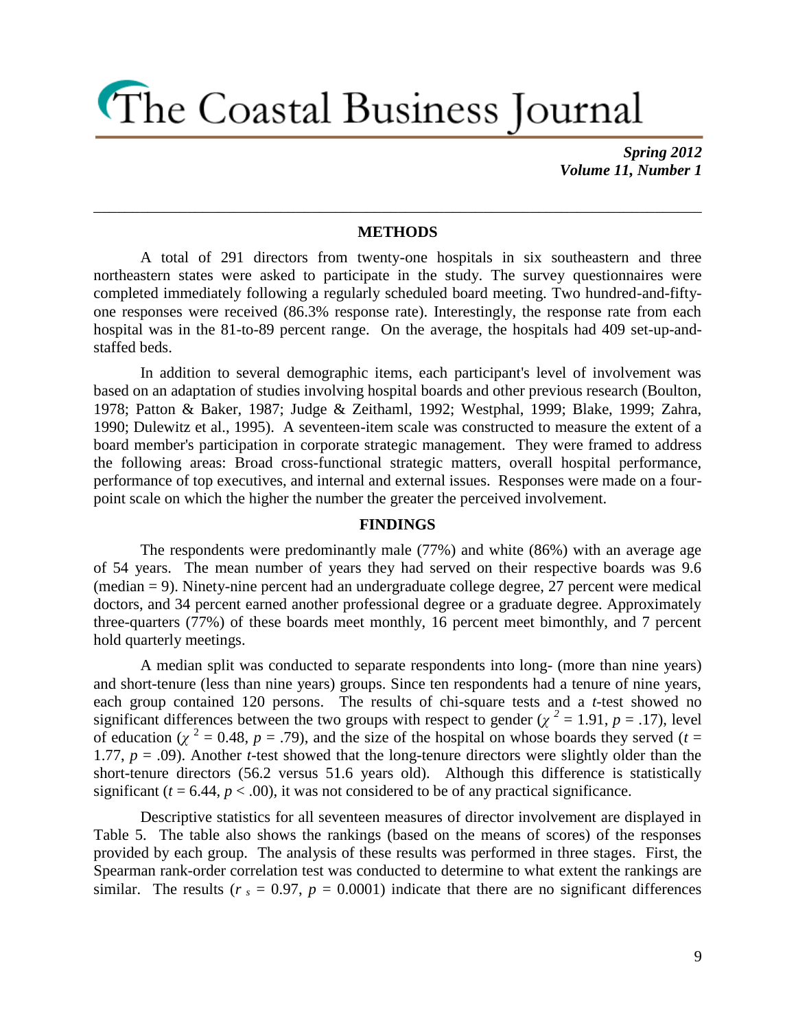## METHODS

A total of 291 directors from twenty-one hospitals in six southeastern and three northeastern states were asked to participate in the study. The survey questionnaires were completed immediately following a regularly scheduled board meeting. Two hundred-and-fifty-one responses were received (86.3% response rate). Interestingly, the response rate from each hospital was in the 81-to-89 percent range. On the average, the hospitals had 409 set-up-and-staffed beds.

In addition to several demographic items, each participant's level of involvement was based on an adaptation of studies involving hospital boards and other previous research (Boulton, 1978; Patton & Baker, 1987; Judge & Zeithaml, 1992; Westphal, 1999; Blake, 1999; Zahra, 1990; Dulewitz et al., 1995). A seventeen-item scale was constructed to measure the extent of a board member's participation in corporate strategic management. They were framed to address the following areas: Broad cross-functional strategic matters, overall hospital performance, performance of top executives, and internal and external issues. Responses were made on a four-point scale on which the higher the number the greater the perceived involvement.

## FINDINGS

The respondents were predominantly male (77%) and white (86%) with an average age of 54 years. The mean number of years they had served on their respective boards was 9.6 (median = 9). Ninety-nine percent had an undergraduate college degree, 27 percent were medical doctors, and 34 percent earned another professional degree or a graduate degree. Approximately three-quarters (77%) of these boards meet monthly, 16 percent meet bimonthly, and 7 percent hold quarterly meetings.

A median split was conducted to separate respondents into long- (more than nine years) and short-tenure (less than nine years) groups. Since ten respondents had a tenure of nine years, each group contained 120 persons. The results of chi-square tests and a *t*-test showed no significant differences between the two groups with respect to gender ($\chi^2 = 1.91$, $p = .17$), level of education ($\chi^2 = 0.48$, $p = .79$), and the size of the hospital on whose boards they served ($t = 1.77$, $p = .09$). Another *t*-test showed that the long-tenure directors were slightly older than the short-tenure directors (56.2 versus 51.6 years old). Although this difference is statistically significant ($t = 6.44$, $p < .00$), it was not considered to be of any practical significance.

Descriptive statistics for all seventeen measures of director involvement are displayed in Table 5. The table also shows the rankings (based on the means of scores) of the responses provided by each group. The analysis of these results was performed in three stages. First, the Spearman rank-order correlation test was conducted to determine to what extent the rankings are similar. The results ($r_s = 0.97$, $p = 0.0001$) indicate that there are no significant differences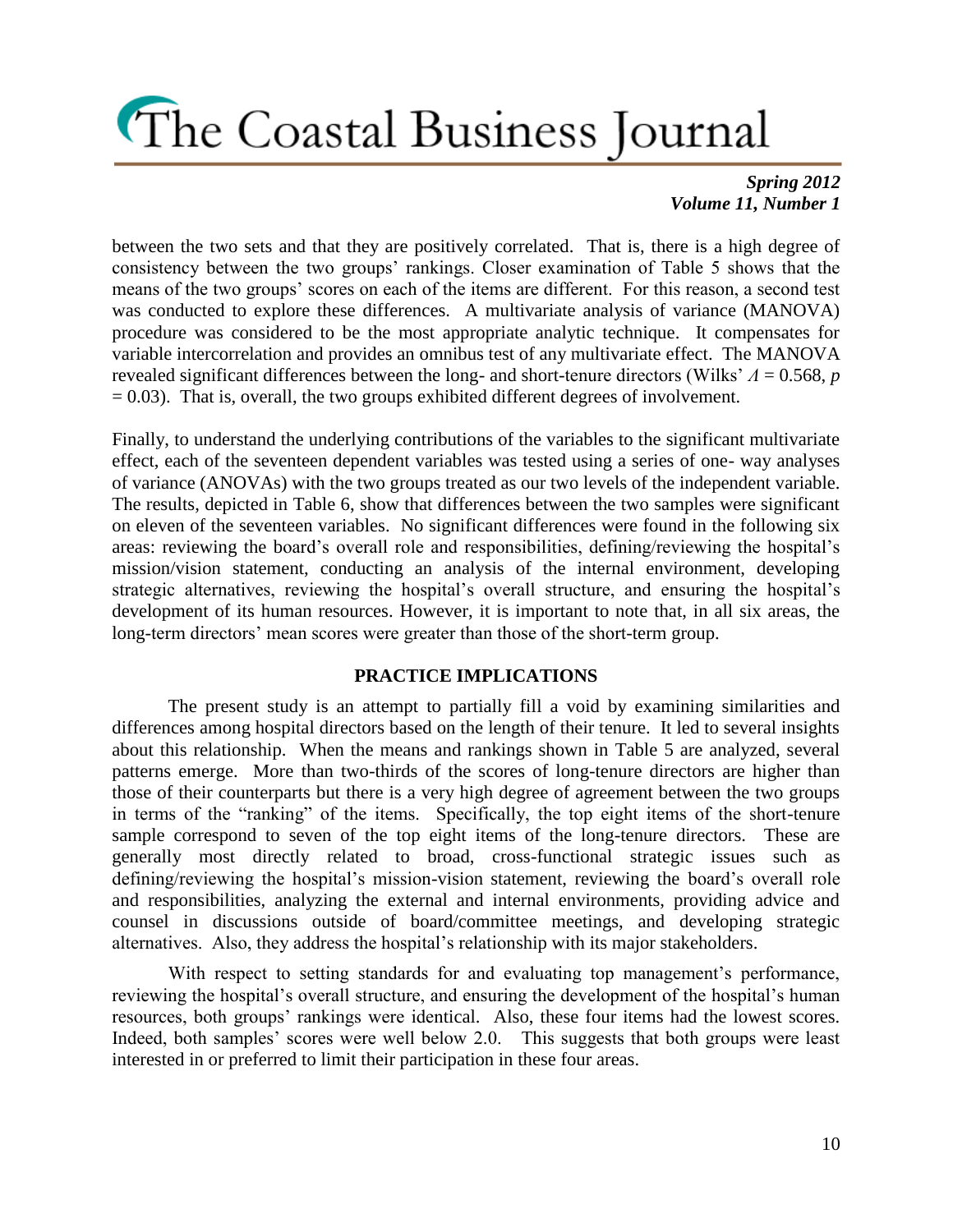between the two sets and that they are positively correlated. That is, there is a high degree of consistency between the two groups' rankings. Closer examination of Table 5 shows that the means of the two groups' scores on each of the items are different. For this reason, a second test was conducted to explore these differences. A multivariate analysis of variance (MANOVA) procedure was considered to be the most appropriate analytic technique. It compensates for variable intercorrelation and provides an omnibus test of any multivariate effect. The MANOVA revealed significant differences between the long- and short-tenure directors (Wilks' $\Lambda = 0.568$, $p = 0.03$). That is, overall, the two groups exhibited different degrees of involvement.

Finally, to understand the underlying contributions of the variables to the significant multivariate effect, each of the seventeen dependent variables was tested using a series of one- way analyses of variance (ANOVAs) with the two groups treated as our two levels of the independent variable. The results, depicted in Table 6, show that differences between the two samples were significant on eleven of the seventeen variables. No significant differences were found in the following six areas: reviewing the board's overall role and responsibilities, defining/reviewing the hospital's mission/vision statement, conducting an analysis of the internal environment, developing strategic alternatives, reviewing the hospital's overall structure, and ensuring the hospital's development of its human resources. However, it is important to note that, in all six areas, the long-term directors' mean scores were greater than those of the short-term group.

## PRACTICE IMPLICATIONS

The present study is an attempt to partially fill a void by examining similarities and differences among hospital directors based on the length of their tenure. It led to several insights about this relationship. When the means and rankings shown in Table 5 are analyzed, several patterns emerge. More than two-thirds of the scores of long-tenure directors are higher than those of their counterparts but there is a very high degree of agreement between the two groups in terms of the "ranking" of the items. Specifically, the top eight items of the short-tenure sample correspond to seven of the top eight items of the long-tenure directors. These are generally most directly related to broad, cross-functional strategic issues such as defining/reviewing the hospital's mission-vision statement, reviewing the board's overall role and responsibilities, analyzing the external and internal environments, providing advice and counsel in discussions outside of board/committee meetings, and developing strategic alternatives. Also, they address the hospital's relationship with its major stakeholders.

With respect to setting standards for and evaluating top management's performance, reviewing the hospital's overall structure, and ensuring the development of the hospital's human resources, both groups' rankings were identical. Also, these four items had the lowest scores. Indeed, both samples' scores were well below 2.0. This suggests that both groups were least interested in or preferred to limit their participation in these four areas.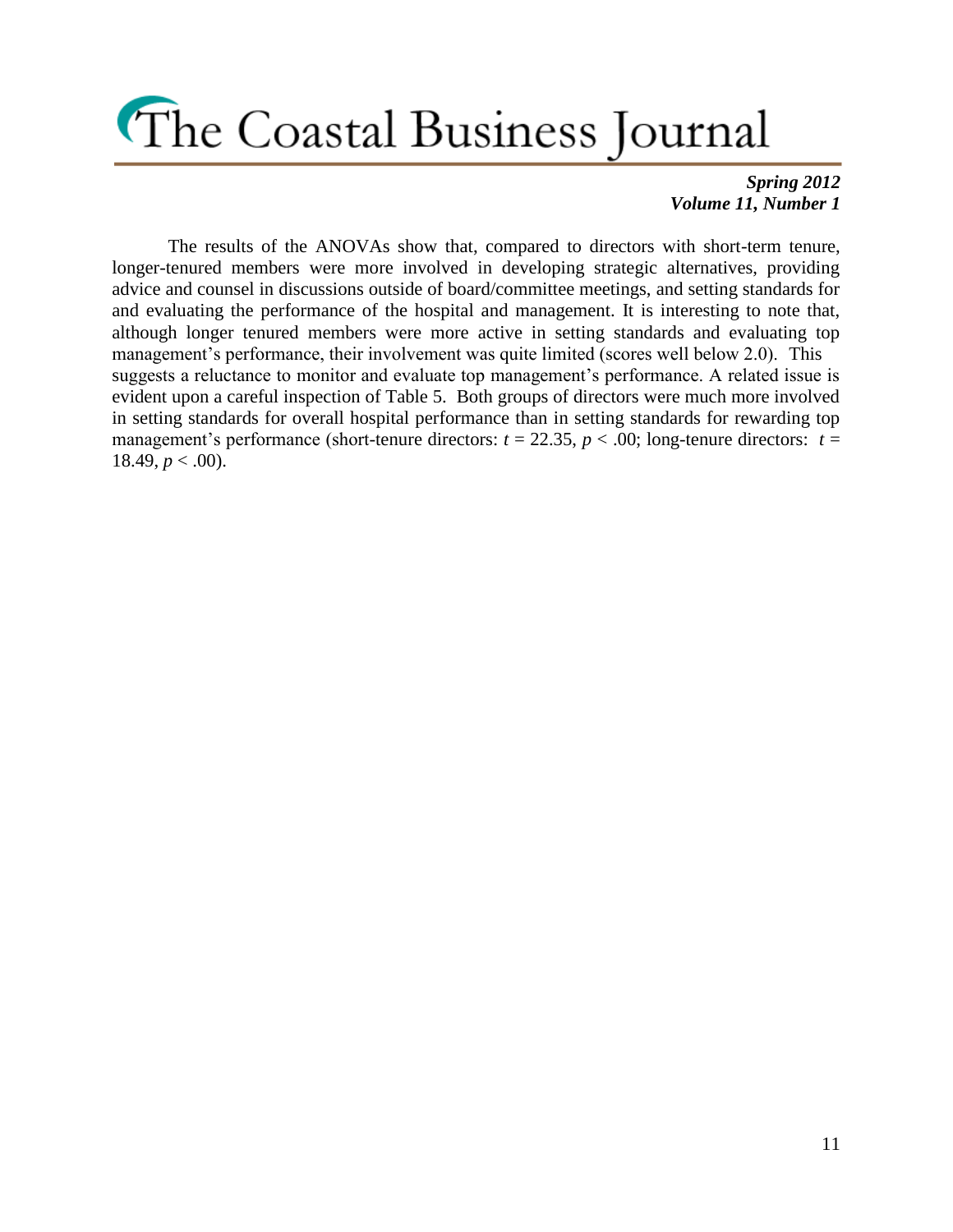The results of the ANOVAs show that, compared to directors with short-term tenure, longer-tenured members were more involved in developing strategic alternatives, providing advice and counsel in discussions outside of board/committee meetings, and setting standards for and evaluating the performance of the hospital and management. It is interesting to note that, although longer tenured members were more active in setting standards and evaluating top management's performance, their involvement was quite limited (scores well below 2.0). This suggests a reluctance to monitor and evaluate top management's performance. A related issue is evident upon a careful inspection of Table 5. Both groups of directors were much more involved in setting standards for overall hospital performance than in setting standards for rewarding top management's performance (short-tenure directors: $t = 22.35$, $p < .00$; long-tenure directors: $t = 18.49$, $p < .00$).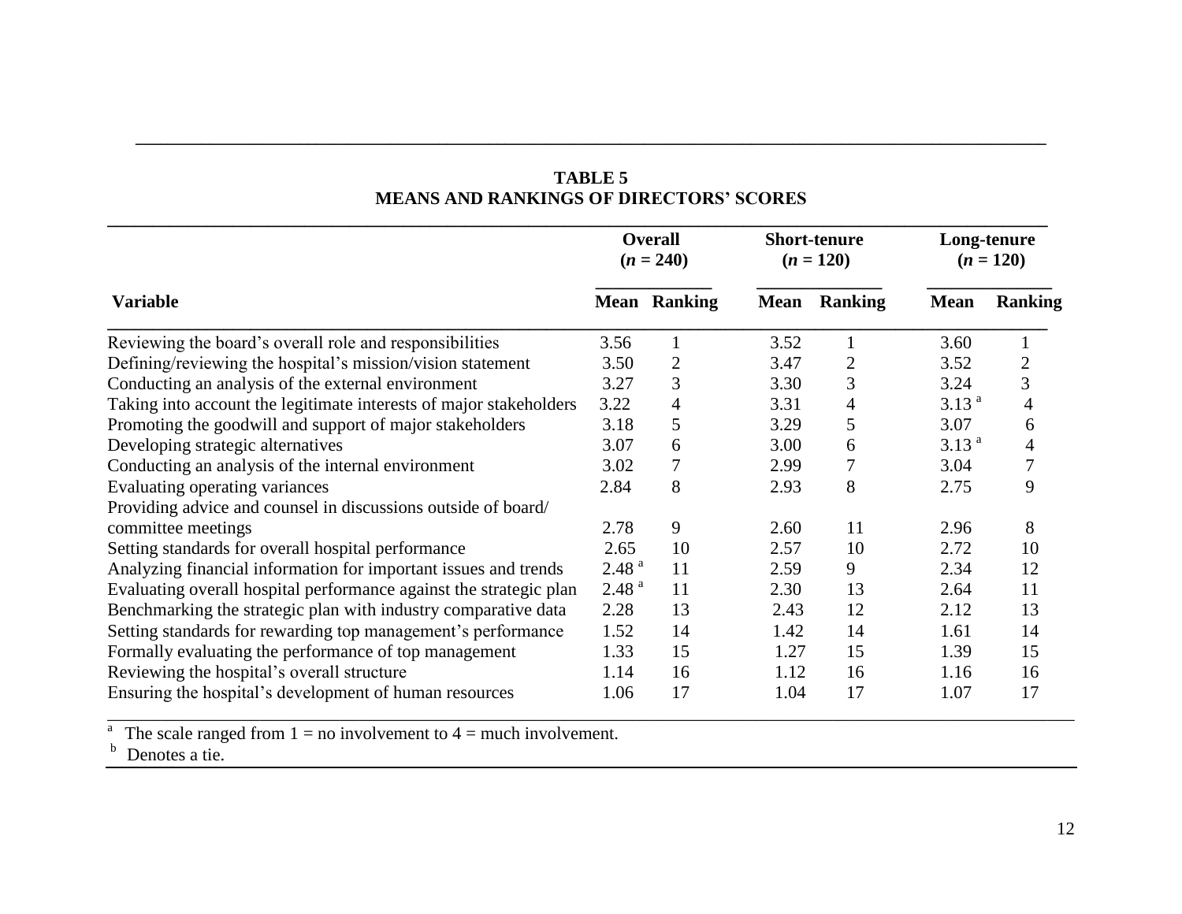**TABLE 5**
**MEANS AND RANKINGS OF DIRECTORS' SCORES**

| Variable | Overall ($n$ = 240) | | Short-tenure ($n$ = 120) | | Long-tenure ($n$ = 120) | |
|---|---|---|---|---|---|---|
| | Mean | Ranking | Mean | Ranking | Mean | Ranking |
| Reviewing the board's overall role and responsibilities | 3.56 | 1 | 3.52 | 1 | 3.60 | 1 |
| Defining/reviewing the hospital's mission/vision statement | 3.50 | 2 | 3.47 | 2 | 3.52 | 2 |
| Conducting an analysis of the external environment | 3.27 | 3 | 3.30 | 3 | 3.24 | 3 |
| Taking into account the legitimate interests of major stakeholders | 3.22 | 4 | 3.31 | 4 | 3.13 [a] | 4 |
| Promoting the goodwill and support of major stakeholders | 3.18 | 5 | 3.29 | 5 | 3.07 | 6 |
| Developing strategic alternatives | 3.07 | 6 | 3.00 | 6 | 3.13 [a] | 4 |
| Conducting an analysis of the internal environment | 3.02 | 7 | 2.99 | 7 | 3.04 | 7 |
| Evaluating operating variances | 2.84 | 8 | 2.93 | 8 | 2.75 | 9 |
| Providing advice and counsel in discussions outside of board/ committee meetings | 2.78 | 9 | 2.60 | 11 | 2.96 | 8 |
| Setting standards for overall hospital performance | 2.65 | 10 | 2.57 | 10 | 2.72 | 10 |
| Analyzing financial information for important issues and trends | 2.48 [a] | 11 | 2.59 | 9 | 2.34 | 12 |
| Evaluating overall hospital performance against the strategic plan | 2.48 [a] | 11 | 2.30 | 13 | 2.64 | 11 |
| Benchmarking the strategic plan with industry comparative data | 2.28 | 13 | 2.43 | 12 | 2.12 | 13 |
| Setting standards for rewarding top management's performance | 1.52 | 14 | 1.42 | 14 | 1.61 | 14 |
| Formally evaluating the performance of top management | 1.33 | 15 | 1.27 | 15 | 1.39 | 15 |
| Reviewing the hospital's overall structure | 1.14 | 16 | 1.12 | 16 | 1.16 | 16 |
| Ensuring the hospital's development of human resources | 1.06 | 17 | 1.04 | 17 | 1.07 | 17 |

[a] The scale ranged from 1 = no involvement to 4 = much involvement.
[b] Denotes a tie.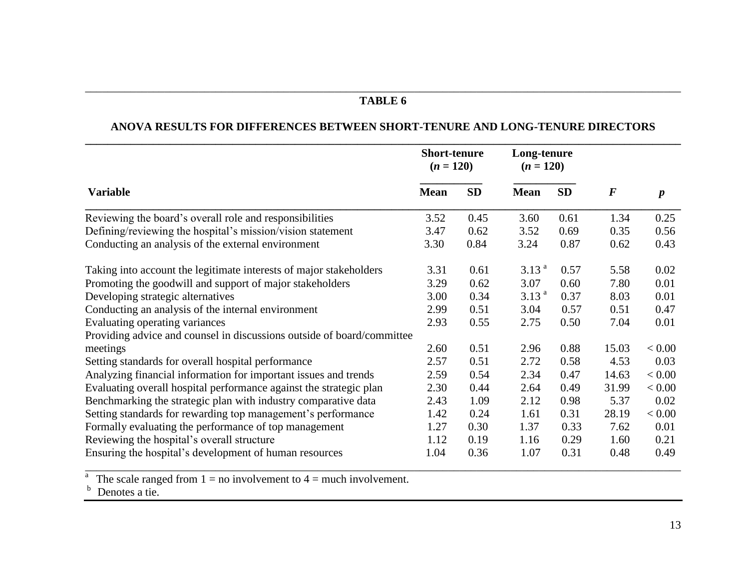**TABLE 6**

**ANOVA RESULTS FOR DIFFERENCES BETWEEN SHORT-TENURE AND LONG-TENURE DIRECTORS**

| | **Short-tenure ($n$ = 120)** | | **Long-tenure ($n$ = 120)** | | | |
|---|---|---|---|---|---|---|
| **Variable** | **Mean** | **SD** | **Mean** | **SD** | $F$ | $p$ |
| Reviewing the board's overall role and responsibilities | 3.52 | 0.45 | 3.60 | 0.61 | 1.34 | 0.25 |
| Defining/reviewing the hospital's mission/vision statement | 3.47 | 0.62 | 3.52 | 0.69 | 0.35 | 0.56 |
| Conducting an analysis of the external environment | 3.30 | 0.84 | 3.24 | 0.87 | 0.62 | 0.43 |
| Taking into account the legitimate interests of major stakeholders | 3.31 | 0.61 | 3.13 [a] | 0.57 | 5.58 | 0.02 |
| Promoting the goodwill and support of major stakeholders | 3.29 | 0.62 | 3.07 | 0.60 | 7.80 | 0.01 |
| Developing strategic alternatives | 3.00 | 0.34 | 3.13 [a] | 0.37 | 8.03 | 0.01 |
| Conducting an analysis of the internal environment | 2.99 | 0.51 | 3.04 | 0.57 | 0.51 | 0.47 |
| Evaluating operating variances | 2.93 | 0.55 | 2.75 | 0.50 | 7.04 | 0.01 |
| Providing advice and counsel in discussions outside of board/committee meetings | 2.60 | 0.51 | 2.96 | 0.88 | 15.03 | < 0.00 |
| Setting standards for overall hospital performance | 2.57 | 0.51 | 2.72 | 0.58 | 4.53 | 0.03 |
| Analyzing financial information for important issues and trends | 2.59 | 0.54 | 2.34 | 0.47 | 14.63 | < 0.00 |
| Evaluating overall hospital performance against the strategic plan | 2.30 | 0.44 | 2.64 | 0.49 | 31.99 | < 0.00 |
| Benchmarking the strategic plan with industry comparative data | 2.43 | 1.09 | 2.12 | 0.98 | 5.37 | 0.02 |
| Setting standards for rewarding top management's performance | 1.42 | 0.24 | 1.61 | 0.31 | 28.19 | < 0.00 |
| Formally evaluating the performance of top management | 1.27 | 0.30 | 1.37 | 0.33 | 7.62 | 0.01 |
| Reviewing the hospital's overall structure | 1.12 | 0.19 | 1.16 | 0.29 | 1.60 | 0.21 |
| Ensuring the hospital's development of human resources | 1.04 | 0.36 | 1.07 | 0.31 | 0.48 | 0.49 |

[a] The scale ranged from 1 = no involvement to 4 = much involvement.

[b] Denotes a tie.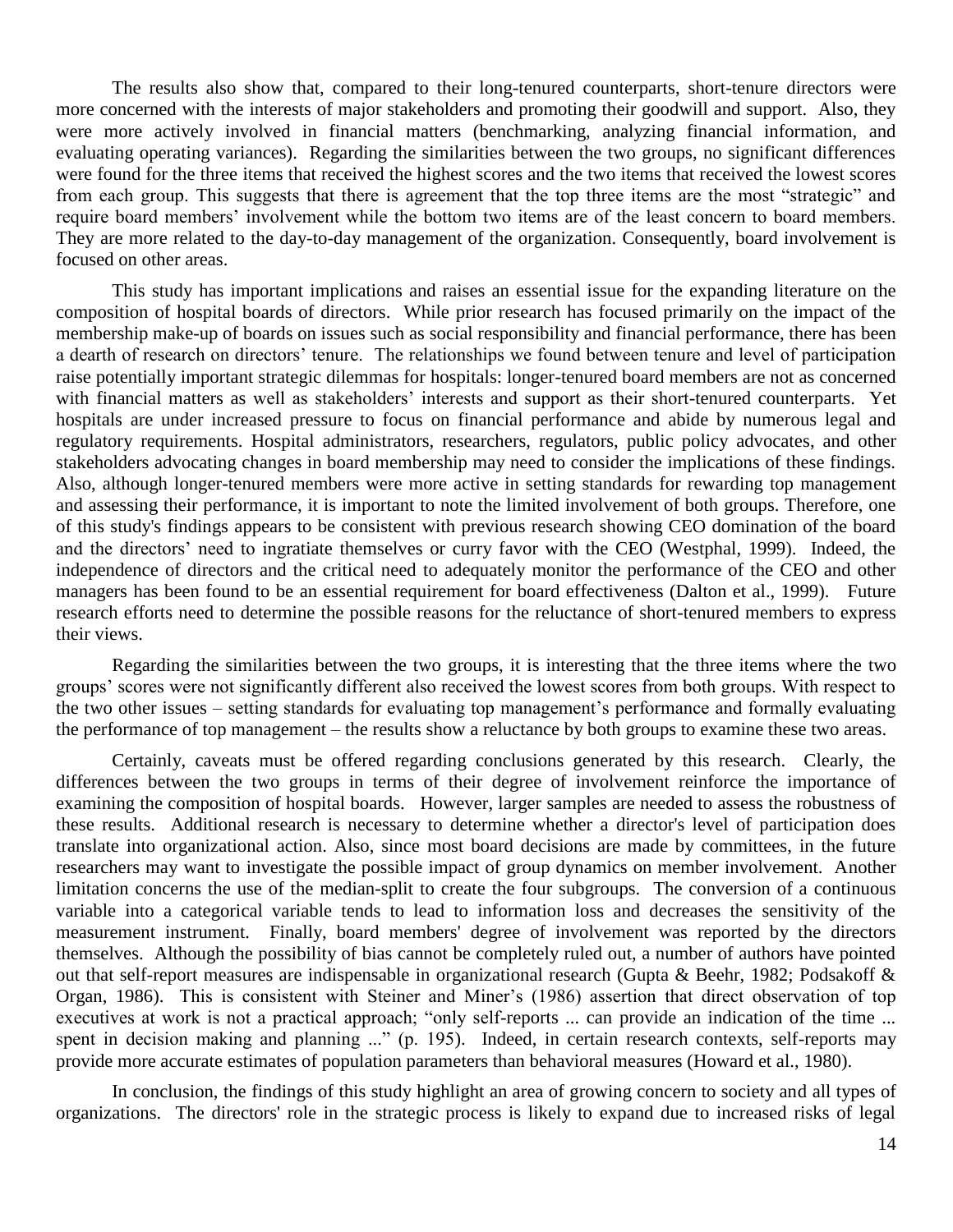The results also show that, compared to their long-tenured counterparts, short-tenure directors were more concerned with the interests of major stakeholders and promoting their goodwill and support. Also, they were more actively involved in financial matters (benchmarking, analyzing financial information, and evaluating operating variances). Regarding the similarities between the two groups, no significant differences were found for the three items that received the highest scores and the two items that received the lowest scores from each group. This suggests that there is agreement that the top three items are the most "strategic" and require board members' involvement while the bottom two items are of the least concern to board members. They are more related to the day-to-day management of the organization. Consequently, board involvement is focused on other areas.

This study has important implications and raises an essential issue for the expanding literature on the composition of hospital boards of directors. While prior research has focused primarily on the impact of the membership make-up of boards on issues such as social responsibility and financial performance, there has been a dearth of research on directors' tenure. The relationships we found between tenure and level of participation raise potentially important strategic dilemmas for hospitals: longer-tenured board members are not as concerned with financial matters as well as stakeholders' interests and support as their short-tenured counterparts. Yet hospitals are under increased pressure to focus on financial performance and abide by numerous legal and regulatory requirements. Hospital administrators, researchers, regulators, public policy advocates, and other stakeholders advocating changes in board membership may need to consider the implications of these findings. Also, although longer-tenured members were more active in setting standards for rewarding top management and assessing their performance, it is important to note the limited involvement of both groups. Therefore, one of this study's findings appears to be consistent with previous research showing CEO domination of the board and the directors' need to ingratiate themselves or curry favor with the CEO (Westphal, 1999). Indeed, the independence of directors and the critical need to adequately monitor the performance of the CEO and other managers has been found to be an essential requirement for board effectiveness (Dalton et al., 1999). Future research efforts need to determine the possible reasons for the reluctance of short-tenured members to express their views.

Regarding the similarities between the two groups, it is interesting that the three items where the two groups' scores were not significantly different also received the lowest scores from both groups. With respect to the two other issues – setting standards for evaluating top management's performance and formally evaluating the performance of top management – the results show a reluctance by both groups to examine these two areas.

Certainly, caveats must be offered regarding conclusions generated by this research. Clearly, the differences between the two groups in terms of their degree of involvement reinforce the importance of examining the composition of hospital boards. However, larger samples are needed to assess the robustness of these results. Additional research is necessary to determine whether a director's level of participation does translate into organizational action. Also, since most board decisions are made by committees, in the future researchers may want to investigate the possible impact of group dynamics on member involvement. Another limitation concerns the use of the median-split to create the four subgroups. The conversion of a continuous variable into a categorical variable tends to lead to information loss and decreases the sensitivity of the measurement instrument. Finally, board members' degree of involvement was reported by the directors themselves. Although the possibility of bias cannot be completely ruled out, a number of authors have pointed out that self-report measures are indispensable in organizational research (Gupta & Beehr, 1982; Podsakoff & Organ, 1986). This is consistent with Steiner and Miner's (1986) assertion that direct observation of top executives at work is not a practical approach; "only self-reports ... can provide an indication of the time ... spent in decision making and planning ..." (p. 195). Indeed, in certain research contexts, self-reports may provide more accurate estimates of population parameters than behavioral measures (Howard et al., 1980).

In conclusion, the findings of this study highlight an area of growing concern to society and all types of organizations. The directors' role in the strategic process is likely to expand due to increased risks of legal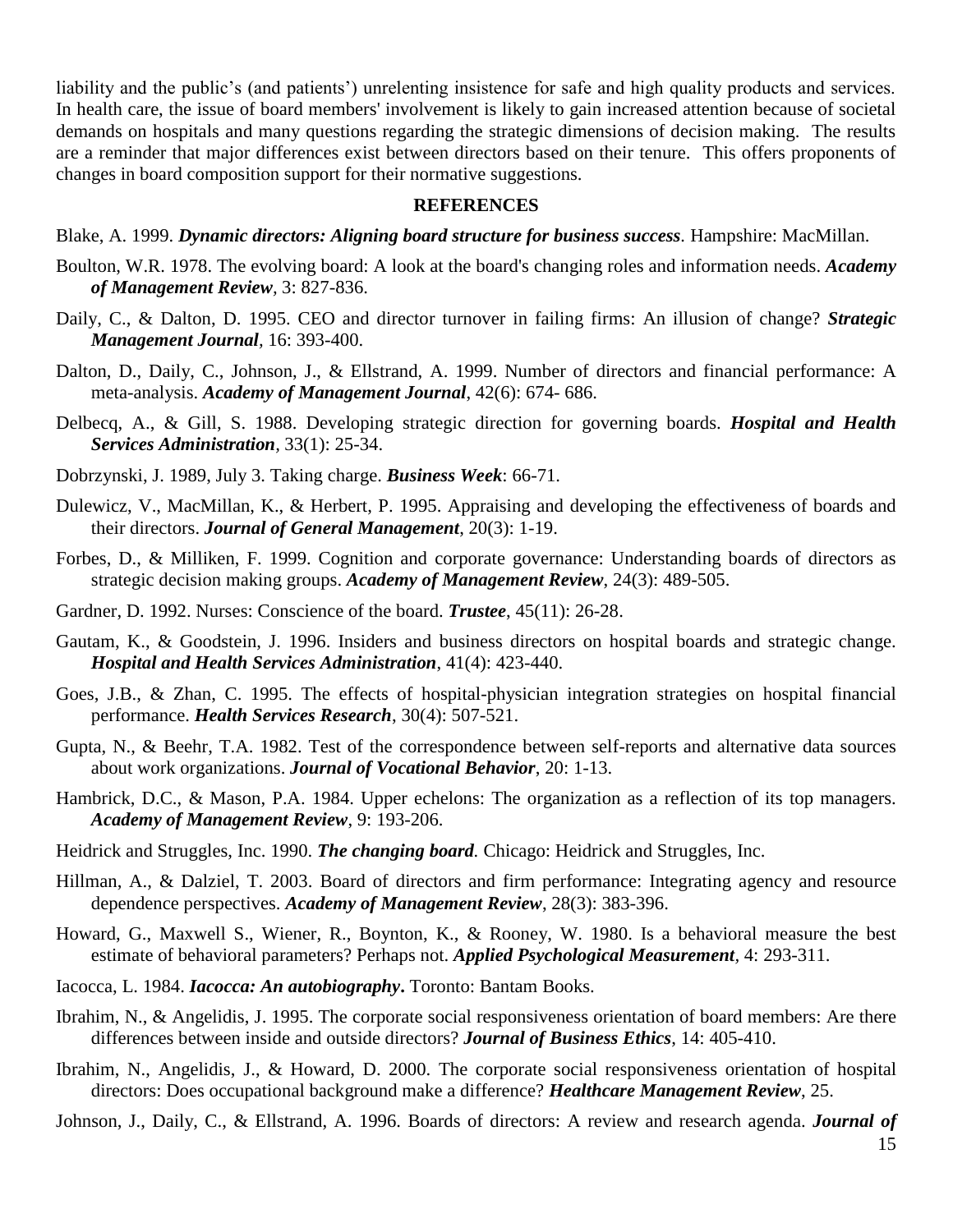liability and the public's (and patients') unrelenting insistence for safe and high quality products and services. In health care, the issue of board members' involvement is likely to gain increased attention because of societal demands on hospitals and many questions regarding the strategic dimensions of decision making. The results are a reminder that major differences exist between directors based on their tenure. This offers proponents of changes in board composition support for their normative suggestions.

## REFERENCES

Blake, A. 1999. ***Dynamic directors: Aligning board structure for business success***. Hampshire: MacMillan.

Boulton, W.R. 1978. The evolving board: A look at the board's changing roles and information needs. ***Academy of Management Review***, 3: 827-836.

Daily, C., & Dalton, D. 1995. CEO and director turnover in failing firms: An illusion of change? ***Strategic Management Journal***, 16: 393-400.

Dalton, D., Daily, C., Johnson, J., & Ellstrand, A. 1999. Number of directors and financial performance: A meta-analysis. ***Academy of Management Journal***, 42(6): 674- 686.

Delbecq, A., & Gill, S. 1988. Developing strategic direction for governing boards. ***Hospital and Health Services Administration***, 33(1): 25-34.

Dobrzynski, J. 1989, July 3. Taking charge. ***Business Week***: 66-71.

Dulewicz, V., MacMillan, K., & Herbert, P. 1995. Appraising and developing the effectiveness of boards and their directors. ***Journal of General Management***, 20(3): 1-19.

Forbes, D., & Milliken, F. 1999. Cognition and corporate governance: Understanding boards of directors as strategic decision making groups. ***Academy of Management Review***, 24(3): 489-505.

Gardner, D. 1992. Nurses: Conscience of the board. ***Trustee***, 45(11): 26-28.

Gautam, K., & Goodstein, J. 1996. Insiders and business directors on hospital boards and strategic change. ***Hospital and Health Services Administration***, 41(4): 423-440.

Goes, J.B., & Zhan, C. 1995. The effects of hospital-physician integration strategies on hospital financial performance. ***Health Services Research***, 30(4): 507-521.

Gupta, N., & Beehr, T.A. 1982. Test of the correspondence between self-reports and alternative data sources about work organizations. ***Journal of Vocational Behavior***, 20: 1-13.

Hambrick, D.C., & Mason, P.A. 1984. Upper echelons: The organization as a reflection of its top managers. ***Academy of Management Review***, 9: 193-206.

Heidrick and Struggles, Inc. 1990. ***The changing board***. Chicago: Heidrick and Struggles, Inc.

Hillman, A., & Dalziel, T. 2003. Board of directors and firm performance: Integrating agency and resource dependence perspectives. ***Academy of Management Review***, 28(3): 383-396.

Howard, G., Maxwell S., Wiener, R., Boynton, K., & Rooney, W. 1980. Is a behavioral measure the best estimate of behavioral parameters? Perhaps not. ***Applied Psychological Measurement***, 4: 293-311.

Iacocca, L. 1984. ***Iacocca: An autobiography***. Toronto: Bantam Books.

Ibrahim, N., & Angelidis, J. 1995. The corporate social responsiveness orientation of board members: Are there differences between inside and outside directors? ***Journal of Business Ethics***, 14: 405-410.

Ibrahim, N., Angelidis, J., & Howard, D. 2000. The corporate social responsiveness orientation of hospital directors: Does occupational background make a difference? ***Healthcare Management Review***, 25.

Johnson, J., Daily, C., & Ellstrand, A. 1996. Boards of directors: A review and research agenda. ***Journal of***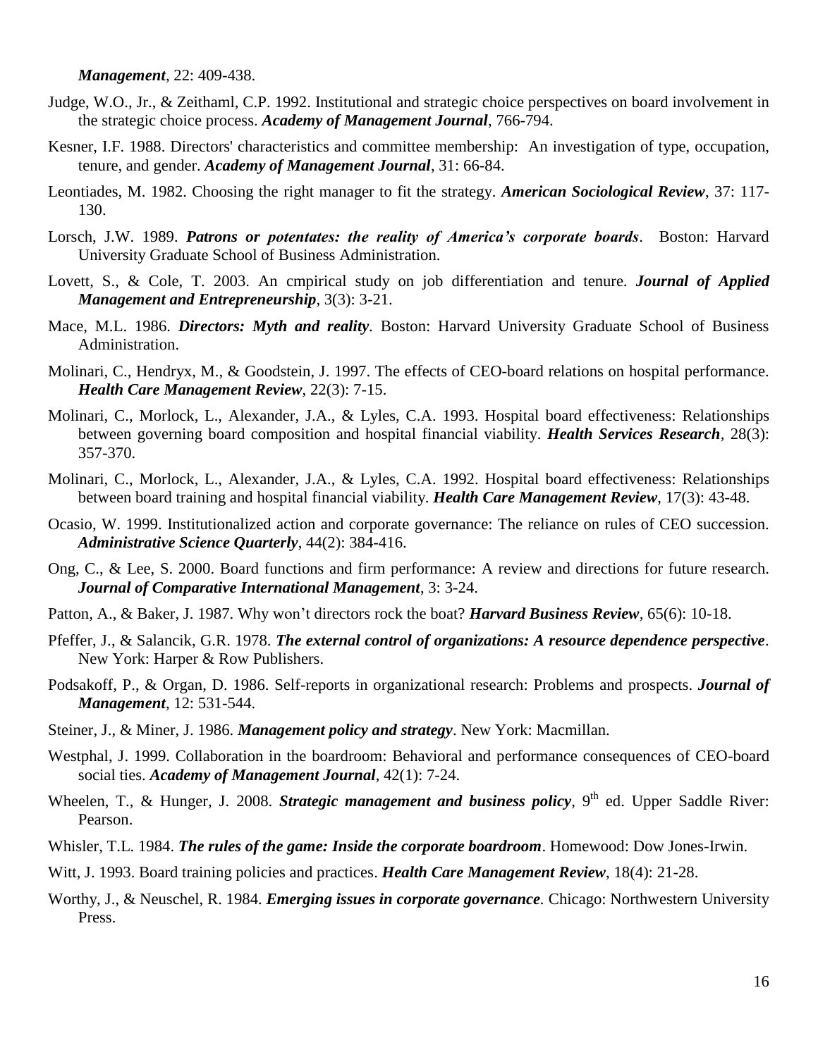***Management***, 22: 409-438.

Judge, W.O., Jr., & Zeithaml, C.P. 1992. Institutional and strategic choice perspectives on board involvement in the strategic choice process. ***Academy of Management Journal***, 766-794.

Kesner, I.F. 1988. Directors' characteristics and committee membership: An investigation of type, occupation, tenure, and gender. ***Academy of Management Journal***, 31: 66-84.

Leontiades, M. 1982. Choosing the right manager to fit the strategy. ***American Sociological Review***, 37: 117-130.

Lorsch, J.W. 1989. ***Patrons or potentates: the reality of America's corporate boards***. Boston: Harvard University Graduate School of Business Administration.

Lovett, S., & Cole, T. 2003. An cmpirical study on job differentiation and tenure. ***Journal of Applied Management and Entrepreneurship***, 3(3): 3-21.

Mace, M.L. 1986. ***Directors: Myth and reality***. Boston: Harvard University Graduate School of Business Administration.

Molinari, C., Hendryx, M., & Goodstein, J. 1997. The effects of CEO-board relations on hospital performance. ***Health Care Management Review***, 22(3): 7-15.

Molinari, C., Morlock, L., Alexander, J.A., & Lyles, C.A. 1993. Hospital board effectiveness: Relationships between governing board composition and hospital financial viability. ***Health Services Research***, 28(3): 357-370.

Molinari, C., Morlock, L., Alexander, J.A., & Lyles, C.A. 1992. Hospital board effectiveness: Relationships between board training and hospital financial viability. ***Health Care Management Review***, 17(3): 43-48.

Ocasio, W. 1999. Institutionalized action and corporate governance: The reliance on rules of CEO succession. ***Administrative Science Quarterly***, 44(2): 384-416.

Ong, C., & Lee, S. 2000. Board functions and firm performance: A review and directions for future research. ***Journal of Comparative International Management***, 3: 3-24.

Patton, A., & Baker, J. 1987. Why won't directors rock the boat? ***Harvard Business Review***, 65(6): 10-18.

Pfeffer, J., & Salancik, G.R. 1978. ***The external control of organizations: A resource dependence perspective***. New York: Harper & Row Publishers.

Podsakoff, P., & Organ, D. 1986. Self-reports in organizational research: Problems and prospects. ***Journal of Management***, 12: 531-544.

Steiner, J., & Miner, J. 1986. ***Management policy and strategy***. New York: Macmillan.

Westphal, J. 1999. Collaboration in the boardroom: Behavioral and performance consequences of CEO-board social ties. ***Academy of Management Journal***, 42(1): 7-24.

Wheelen, T., & Hunger, J. 2008. ***Strategic management and business policy***, 9th ed. Upper Saddle River: Pearson.

Whisler, T.L. 1984. ***The rules of the game: Inside the corporate boardroom***. Homewood: Dow Jones-Irwin.

Witt, J. 1993. Board training policies and practices. ***Health Care Management Review***, 18(4): 21-28.

Worthy, J., & Neuschel, R. 1984. ***Emerging issues in corporate governance***. Chicago: Northwestern University Press.